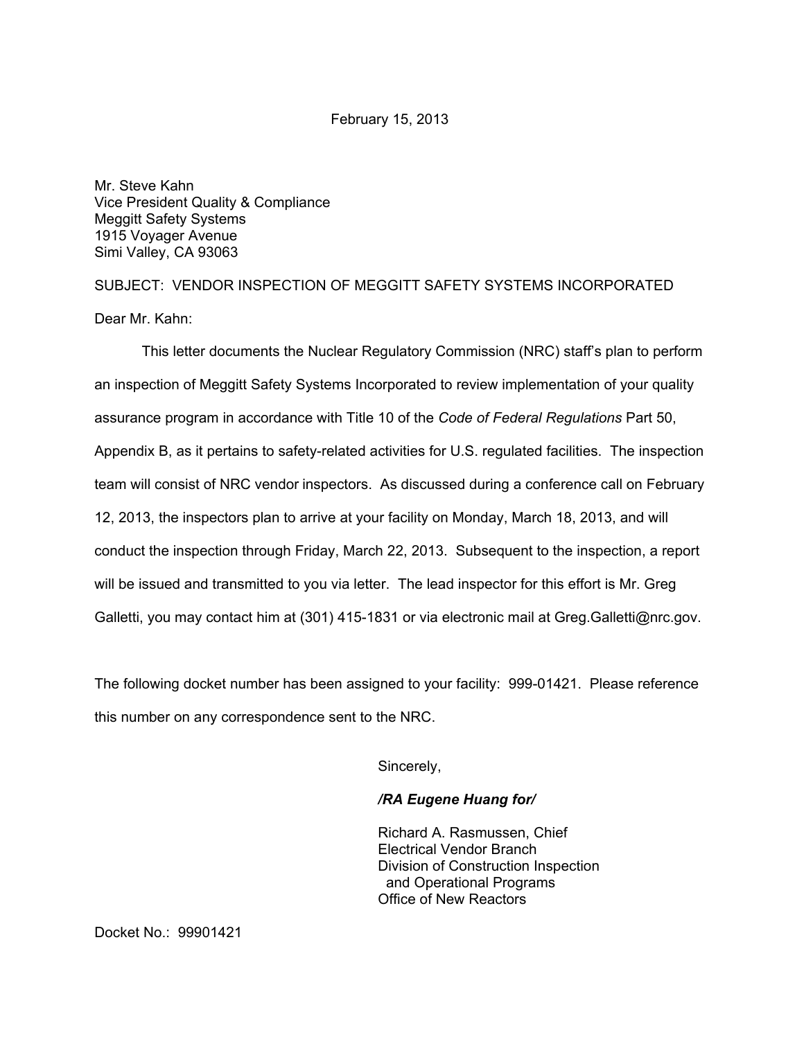February 15, 2013

Mr. Steve Kahn
Vice President Quality & Compliance
Meggitt Safety Systems
1915 Voyager Avenue
Simi Valley, CA 93063

SUBJECT: VENDOR INSPECTION OF MEGGITT SAFETY SYSTEMS INCORPORATED

Dear Mr. Kahn:

This letter documents the Nuclear Regulatory Commission (NRC) staff's plan to perform an inspection of Meggitt Safety Systems Incorporated to review implementation of your quality assurance program in accordance with Title 10 of the *Code of Federal Regulations* Part 50, Appendix B, as it pertains to safety-related activities for U.S. regulated facilities. The inspection team will consist of NRC vendor inspectors. As discussed during a conference call on February 12, 2013, the inspectors plan to arrive at your facility on Monday, March 18, 2013, and will conduct the inspection through Friday, March 22, 2013. Subsequent to the inspection, a report will be issued and transmitted to you via letter. The lead inspector for this effort is Mr. Greg Galletti, you may contact him at (301) 415-1831 or via electronic mail at Greg.Galletti@nrc.gov.

The following docket number has been assigned to your facility: 999-01421. Please reference this number on any correspondence sent to the NRC.

Sincerely,

***/RA Eugene Huang for/***

Richard A. Rasmussen, Chief
Electrical Vendor Branch
Division of Construction Inspection
and Operational Programs
Office of New Reactors

Docket No.: 99901421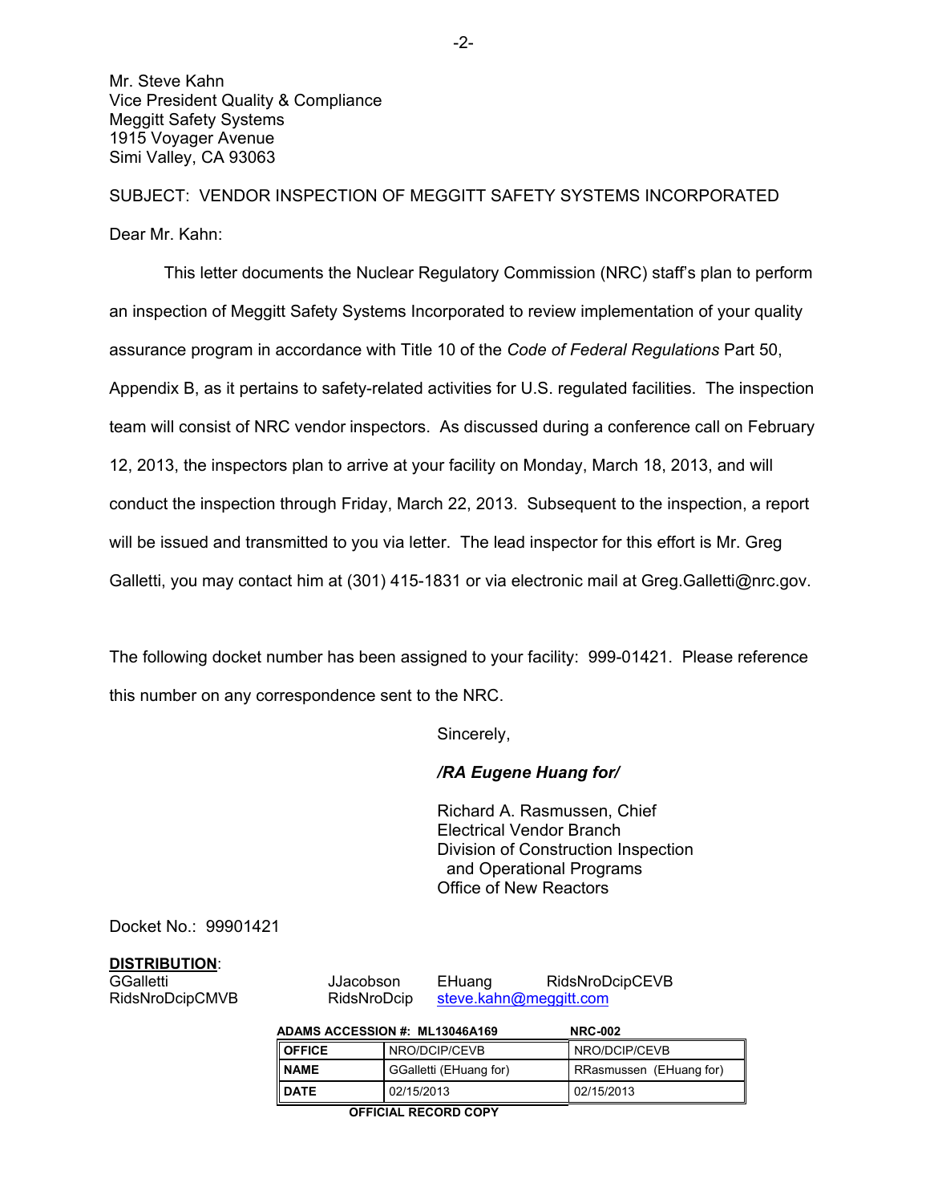Mr. Steve Kahn
Vice President Quality & Compliance
Meggitt Safety Systems
1915 Voyager Avenue
Simi Valley, CA 93063

SUBJECT: VENDOR INSPECTION OF MEGGITT SAFETY SYSTEMS INCORPORATED

Dear Mr. Kahn:

This letter documents the Nuclear Regulatory Commission (NRC) staff's plan to perform an inspection of Meggitt Safety Systems Incorporated to review implementation of your quality assurance program in accordance with Title 10 of the *Code of Federal Regulations* Part 50, Appendix B, as it pertains to safety-related activities for U.S. regulated facilities. The inspection team will consist of NRC vendor inspectors. As discussed during a conference call on February 12, 2013, the inspectors plan to arrive at your facility on Monday, March 18, 2013, and will conduct the inspection through Friday, March 22, 2013. Subsequent to the inspection, a report will be issued and transmitted to you via letter. The lead inspector for this effort is Mr. Greg Galletti, you may contact him at (301) 415-1831 or via electronic mail at Greg.Galletti@nrc.gov.

The following docket number has been assigned to your facility: 999-01421. Please reference this number on any correspondence sent to the NRC.

Sincerely,

***/RA Eugene Huang for/***

Richard A. Rasmussen, Chief
Electrical Vendor Branch
Division of Construction Inspection
and Operational Programs
Office of New Reactors

Docket No.: 99901421

**DISTRIBUTION**:
GGalletti JJacobson EHuang RidsNroDcipCEVB
RidsNroDcipCMVB RidsNroDcip steve.kahn@meggitt.com

**ADAMS ACCESSION #: ML13046A169** **NRC-002**

| | | |
|---|---|---|
| **OFFICE** | NRO/DCIP/CEVB | NRO/DCIP/CEVB |
| **NAME** | GGalletti (EHuang for) | RRasmussen (EHuang for) |
| **DATE** | 02/15/2013 | 02/15/2013 |

**OFFICIAL RECORD COPY**